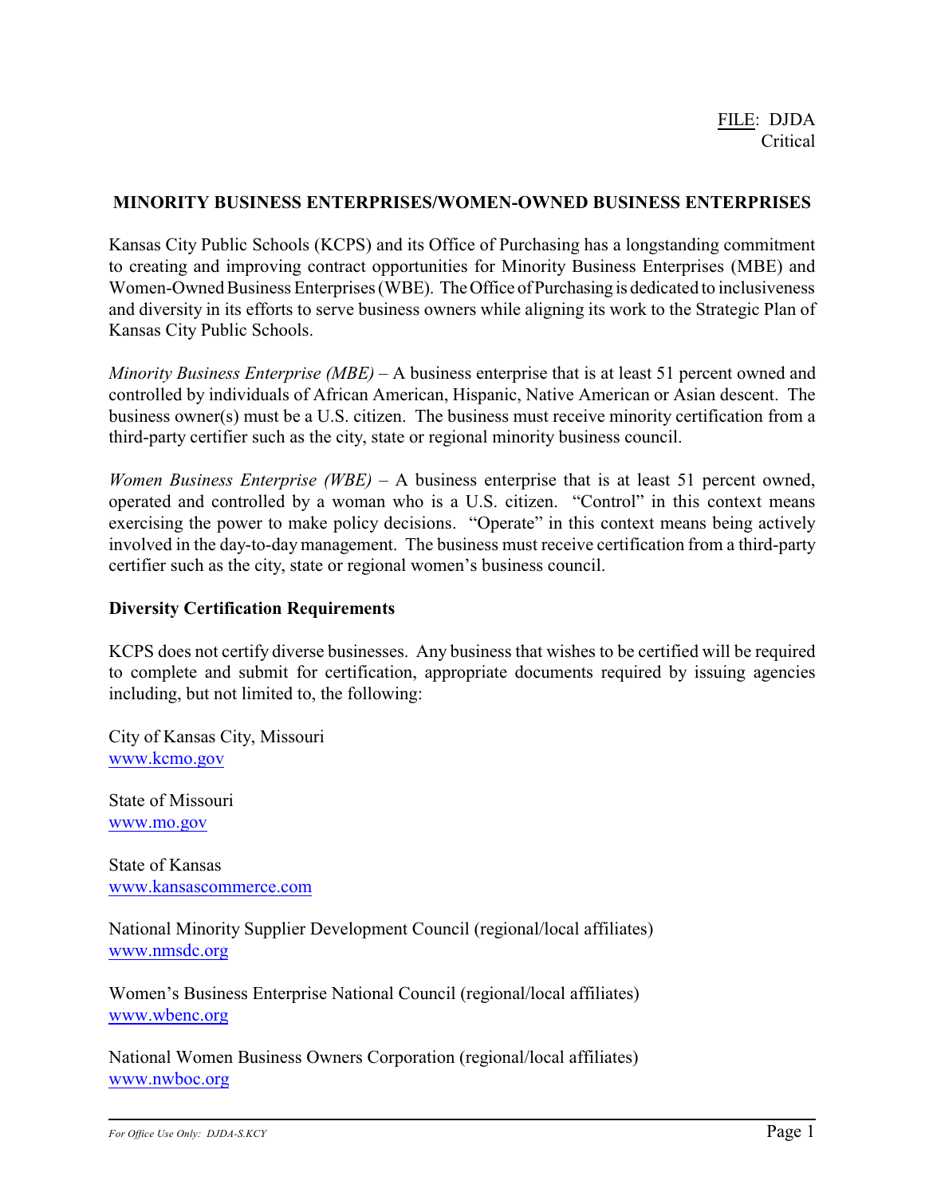FILE: DJDA
Critical

# MINORITY BUSINESS ENTERPRISES/WOMEN-OWNED BUSINESS ENTERPRISES

Kansas City Public Schools (KCPS) and its Office of Purchasing has a longstanding commitment to creating and improving contract opportunities for Minority Business Enterprises (MBE) and Women-Owned Business Enterprises (WBE). The Office of Purchasing is dedicated to inclusiveness and diversity in its efforts to serve business owners while aligning its work to the Strategic Plan of Kansas City Public Schools.

*Minority Business Enterprise (MBE)* – A business enterprise that is at least 51 percent owned and controlled by individuals of African American, Hispanic, Native American or Asian descent. The business owner(s) must be a U.S. citizen. The business must receive minority certification from a third-party certifier such as the city, state or regional minority business council.

*Women Business Enterprise (WBE)* – A business enterprise that is at least 51 percent owned, operated and controlled by a woman who is a U.S. citizen. "Control" in this context means exercising the power to make policy decisions. "Operate" in this context means being actively involved in the day-to-day management. The business must receive certification from a third-party certifier such as the city, state or regional women's business council.

## Diversity Certification Requirements

KCPS does not certify diverse businesses. Any business that wishes to be certified will be required to complete and submit for certification, appropriate documents required by issuing agencies including, but not limited to, the following:

City of Kansas City, Missouri
www.kcmo.gov

State of Missouri
www.mo.gov

State of Kansas
www.kansascommerce.com

National Minority Supplier Development Council (regional/local affiliates)
www.nmsdc.org

Women's Business Enterprise National Council (regional/local affiliates)
www.wbenc.org

National Women Business Owners Corporation (regional/local affiliates)
www.nwboc.org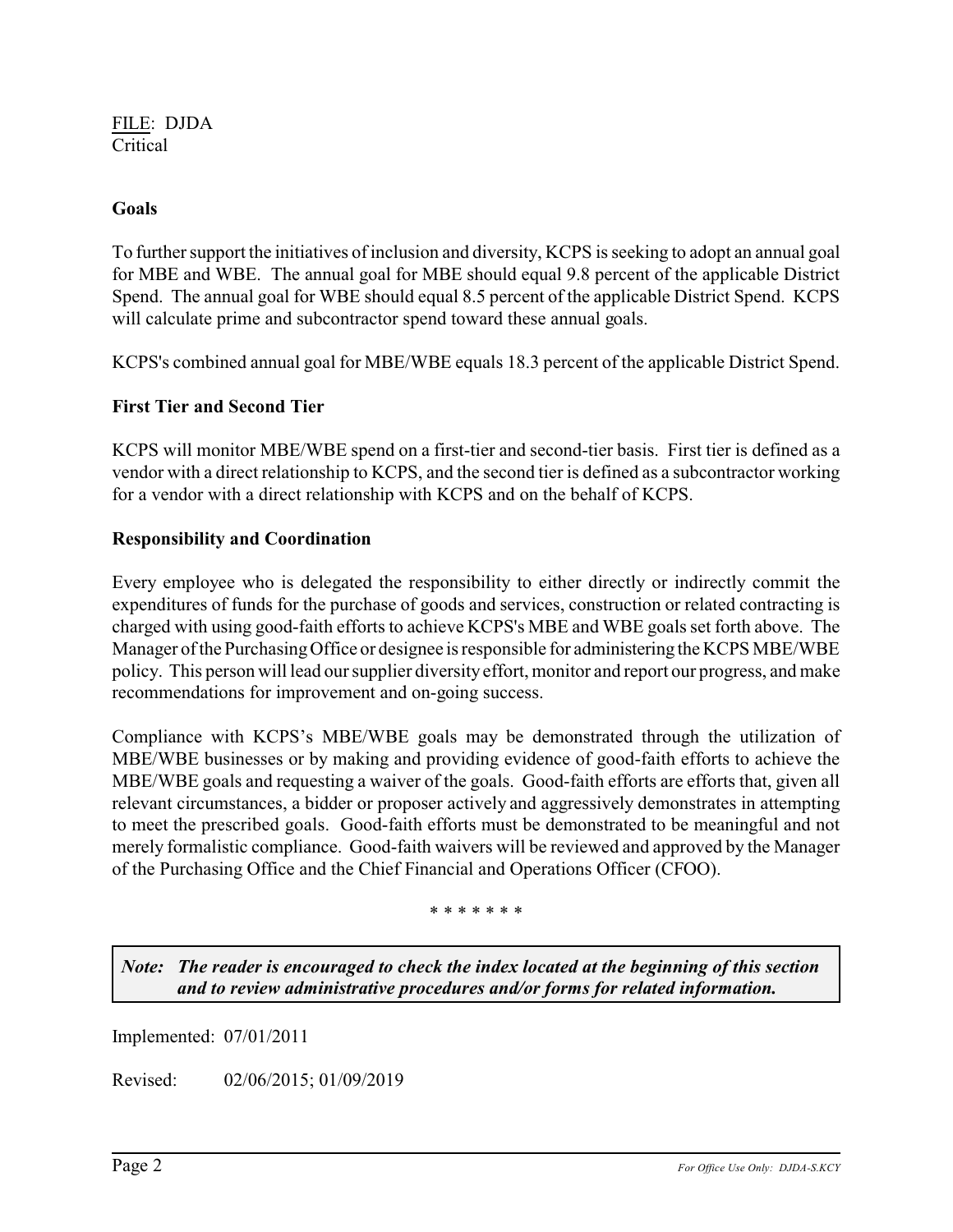FILE: DJDA
Critical

**Goals**

To further support the initiatives of inclusion and diversity, KCPS is seeking to adopt an annual goal for MBE and WBE. The annual goal for MBE should equal 9.8 percent of the applicable District Spend. The annual goal for WBE should equal 8.5 percent of the applicable District Spend. KCPS will calculate prime and subcontractor spend toward these annual goals.

KCPS's combined annual goal for MBE/WBE equals 18.3 percent of the applicable District Spend.

**First Tier and Second Tier**

KCPS will monitor MBE/WBE spend on a first-tier and second-tier basis. First tier is defined as a vendor with a direct relationship to KCPS, and the second tier is defined as a subcontractor working for a vendor with a direct relationship with KCPS and on the behalf of KCPS.

**Responsibility and Coordination**

Every employee who is delegated the responsibility to either directly or indirectly commit the expenditures of funds for the purchase of goods and services, construction or related contracting is charged with using good-faith efforts to achieve KCPS's MBE and WBE goals set forth above. The Manager of the Purchasing Office or designee is responsible for administering the KCPS MBE/WBE policy. This person will lead our supplier diversity effort, monitor and report our progress, and make recommendations for improvement and on-going success.

Compliance with KCPS's MBE/WBE goals may be demonstrated through the utilization of MBE/WBE businesses or by making and providing evidence of good-faith efforts to achieve the MBE/WBE goals and requesting a waiver of the goals. Good-faith efforts are efforts that, given all relevant circumstances, a bidder or proposer actively and aggressively demonstrates in attempting to meet the prescribed goals. Good-faith efforts must be demonstrated to be meaningful and not merely formalistic compliance. Good-faith waivers will be reviewed and approved by the Manager of the Purchasing Office and the Chief Financial and Operations Officer (CFOO).

\* \* \* \* \* \* \*

***Note: The reader is encouraged to check the index located at the beginning of this section and to review administrative procedures and/or forms for related information.***

Implemented: 07/01/2011

Revised: 02/06/2015; 01/09/2019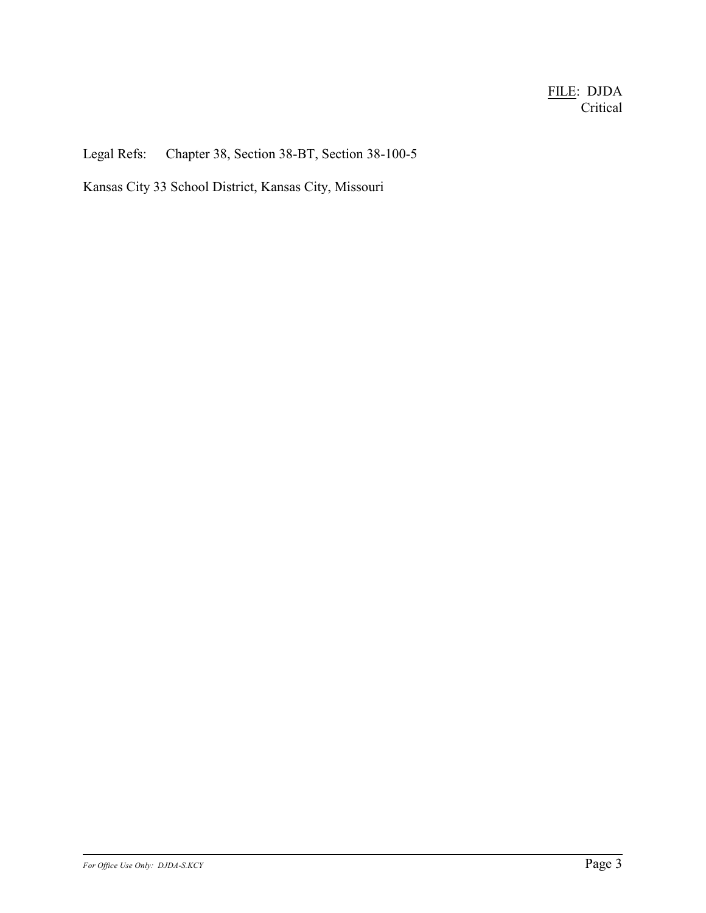FILE: DJDA
Critical

Legal Refs: Chapter 38, Section 38-BT, Section 38-100-5

Kansas City 33 School District, Kansas City, Missouri